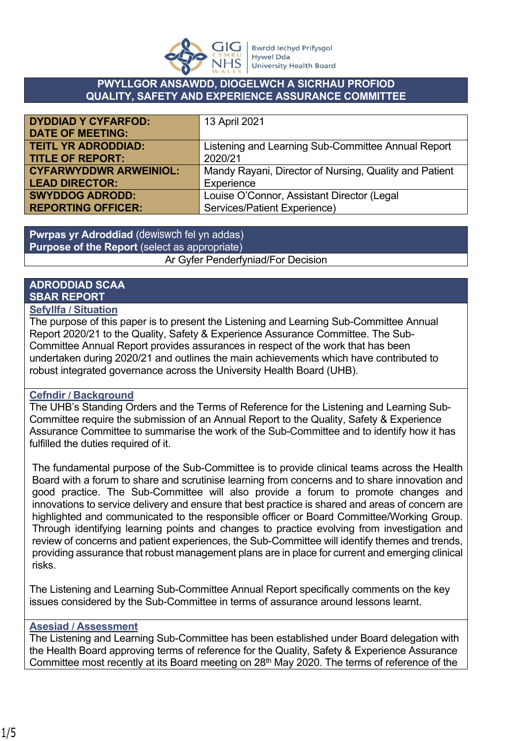Bwrdd Iechyd Prifysgol Hywel Dda University Health Board

# PWYLLGOR ANSAWDD, DIOGELWCH A SICRHAU PROFIOD
# QUALITY, SAFETY AND EXPERIENCE ASSURANCE COMMITTEE

| | |
|---|---|
| **DYDDIAD Y CYFARFOD: DATE OF MEETING:** | 13 April 2021 |
| **TEITL YR ADRODDIAD: TITLE OF REPORT:** | Listening and Learning Sub-Committee Annual Report 2020/21 |
| **CYFARWYDDWR ARWEINIOL: LEAD DIRECTOR:** | Mandy Rayani, Director of Nursing, Quality and Patient Experience |
| **SWYDDOG ADRODD: REPORTING OFFICER:** | Louise O'Connor, Assistant Director (Legal Services/Patient Experience) |

| **Pwrpas yr Adroddiad** (dewiswch fel yn addas) **Purpose of the Report** (select as appropriate) |
|---|
| Ar Gyfer Penderfyniad/For Decision |

## ADRODDIAD SCAA SBAR REPORT

### Sefyllfa / Situation

The purpose of this paper is to present the Listening and Learning Sub-Committee Annual Report 2020/21 to the Quality, Safety & Experience Assurance Committee. The Sub-Committee Annual Report provides assurances in respect of the work that has been undertaken during 2020/21 and outlines the main achievements which have contributed to robust integrated governance across the University Health Board (UHB).

### Cefndir / Background

The UHB's Standing Orders and the Terms of Reference for the Listening and Learning Sub-Committee require the submission of an Annual Report to the Quality, Safety & Experience Assurance Committee to summarise the work of the Sub-Committee and to identify how it has fulfilled the duties required of it.

The fundamental purpose of the Sub-Committee is to provide clinical teams across the Health Board with a forum to share and scrutinise learning from concerns and to share innovation and good practice. The Sub-Committee will also provide a forum to promote changes and innovations to service delivery and ensure that best practice is shared and areas of concern are highlighted and communicated to the responsible officer or Board Committee/Working Group. Through identifying learning points and changes to practice evolving from investigation and review of concerns and patient experiences, the Sub-Committee will identify themes and trends, providing assurance that robust management plans are in place for current and emerging clinical risks.

The Listening and Learning Sub-Committee Annual Report specifically comments on the key issues considered by the Sub-Committee in terms of assurance around lessons learnt.

### Asesiad / Assessment

The Listening and Learning Sub-Committee has been established under Board delegation with the Health Board approving terms of reference for the Quality, Safety & Experience Assurance Committee most recently at its Board meeting on 28th May 2020. The terms of reference of the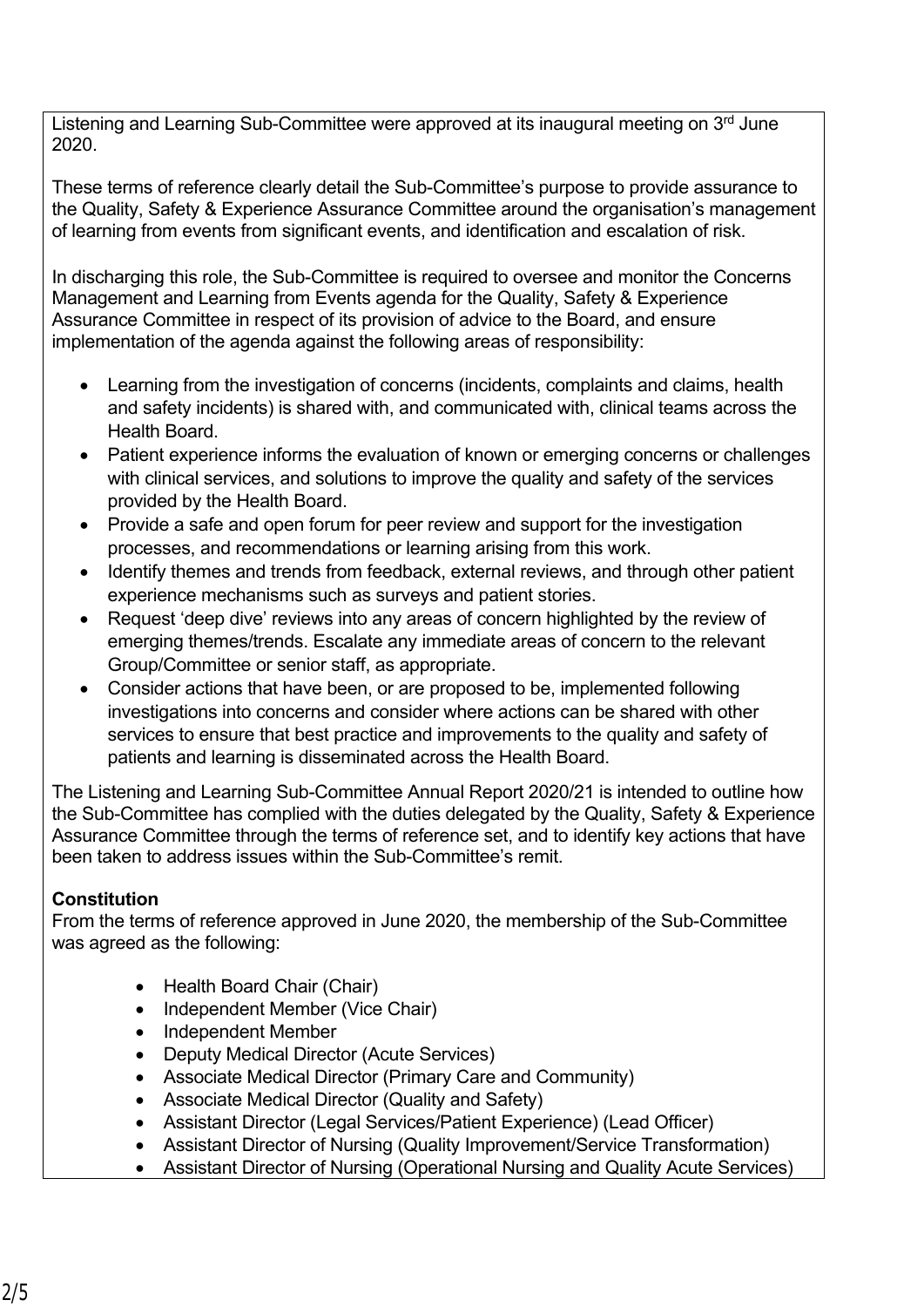Listening and Learning Sub-Committee were approved at its inaugural meeting on 3rd June 2020.

These terms of reference clearly detail the Sub-Committee's purpose to provide assurance to the Quality, Safety & Experience Assurance Committee around the organisation's management of learning from events from significant events, and identification and escalation of risk.

In discharging this role, the Sub-Committee is required to oversee and monitor the Concerns Management and Learning from Events agenda for the Quality, Safety & Experience Assurance Committee in respect of its provision of advice to the Board, and ensure implementation of the agenda against the following areas of responsibility:

- Learning from the investigation of concerns (incidents, complaints and claims, health and safety incidents) is shared with, and communicated with, clinical teams across the Health Board.
- Patient experience informs the evaluation of known or emerging concerns or challenges with clinical services, and solutions to improve the quality and safety of the services provided by the Health Board.
- Provide a safe and open forum for peer review and support for the investigation processes, and recommendations or learning arising from this work.
- Identify themes and trends from feedback, external reviews, and through other patient experience mechanisms such as surveys and patient stories.
- Request 'deep dive' reviews into any areas of concern highlighted by the review of emerging themes/trends. Escalate any immediate areas of concern to the relevant Group/Committee or senior staff, as appropriate.
- Consider actions that have been, or are proposed to be, implemented following investigations into concerns and consider where actions can be shared with other services to ensure that best practice and improvements to the quality and safety of patients and learning is disseminated across the Health Board.

The Listening and Learning Sub-Committee Annual Report 2020/21 is intended to outline how the Sub-Committee has complied with the duties delegated by the Quality, Safety & Experience Assurance Committee through the terms of reference set, and to identify key actions that have been taken to address issues within the Sub-Committee's remit.

**Constitution**
From the terms of reference approved in June 2020, the membership of the Sub-Committee was agreed as the following:

- Health Board Chair (Chair)
- Independent Member (Vice Chair)
- Independent Member
- Deputy Medical Director (Acute Services)
- Associate Medical Director (Primary Care and Community)
- Associate Medical Director (Quality and Safety)
- Assistant Director (Legal Services/Patient Experience) (Lead Officer)
- Assistant Director of Nursing (Quality Improvement/Service Transformation)
- Assistant Director of Nursing (Operational Nursing and Quality Acute Services)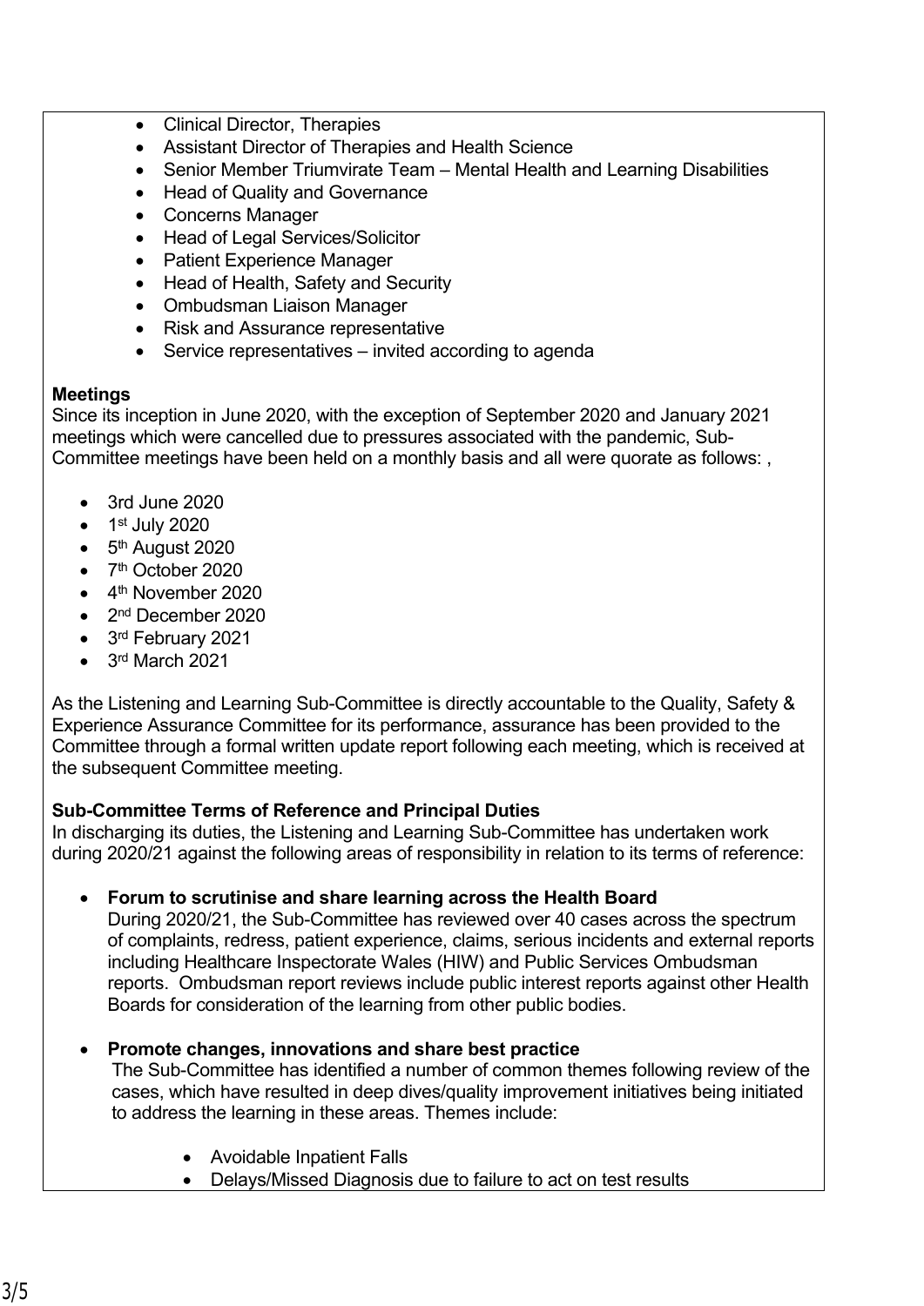- Clinical Director, Therapies
- Assistant Director of Therapies and Health Science
- Senior Member Triumvirate Team – Mental Health and Learning Disabilities
- Head of Quality and Governance
- Concerns Manager
- Head of Legal Services/Solicitor
- Patient Experience Manager
- Head of Health, Safety and Security
- Ombudsman Liaison Manager
- Risk and Assurance representative
- Service representatives – invited according to agenda

**Meetings**

Since its inception in June 2020, with the exception of September 2020 and January 2021 meetings which were cancelled due to pressures associated with the pandemic, Sub-Committee meetings have been held on a monthly basis and all were quorate as follows: ,

- 3rd June 2020
- 1st July 2020
- 5th August 2020
- 7th October 2020
- 4th November 2020
- 2nd December 2020
- 3rd February 2021
- 3rd March 2021

As the Listening and Learning Sub-Committee is directly accountable to the Quality, Safety & Experience Assurance Committee for its performance, assurance has been provided to the Committee through a formal written update report following each meeting, which is received at the subsequent Committee meeting.

**Sub-Committee Terms of Reference and Principal Duties**

In discharging its duties, the Listening and Learning Sub-Committee has undertaken work during 2020/21 against the following areas of responsibility in relation to its terms of reference:

- **Forum to scrutinise and share learning across the Health Board**
  During 2020/21, the Sub-Committee has reviewed over 40 cases across the spectrum of complaints, redress, patient experience, claims, serious incidents and external reports including Healthcare Inspectorate Wales (HIW) and Public Services Ombudsman reports. Ombudsman report reviews include public interest reports against other Health Boards for consideration of the learning from other public bodies.

- **Promote changes, innovations and share best practice**
  The Sub-Committee has identified a number of common themes following review of the cases, which have resulted in deep dives/quality improvement initiatives being initiated to address the learning in these areas. Themes include:

  - Avoidable Inpatient Falls
  - Delays/Missed Diagnosis due to failure to act on test results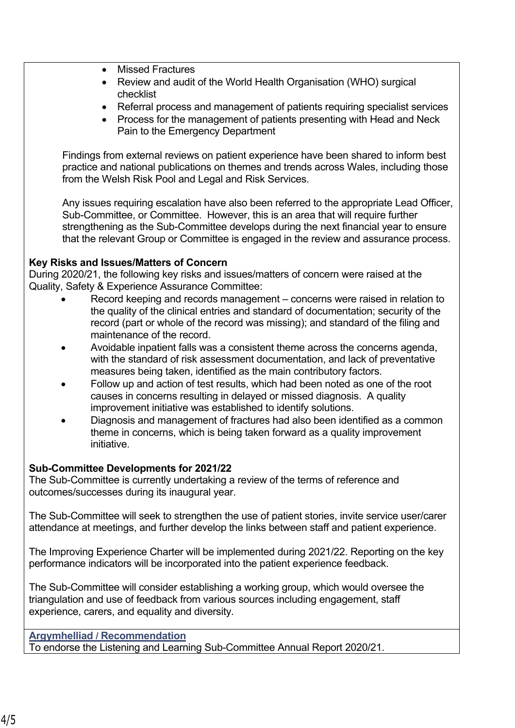- Missed Fractures
- Review and audit of the World Health Organisation (WHO) surgical checklist
- Referral process and management of patients requiring specialist services
- Process for the management of patients presenting with Head and Neck Pain to the Emergency Department

Findings from external reviews on patient experience have been shared to inform best practice and national publications on themes and trends across Wales, including those from the Welsh Risk Pool and Legal and Risk Services.

Any issues requiring escalation have also been referred to the appropriate Lead Officer, Sub-Committee, or Committee. However, this is an area that will require further strengthening as the Sub-Committee develops during the next financial year to ensure that the relevant Group or Committee is engaged in the review and assurance process.

**Key Risks and Issues/Matters of Concern**
During 2020/21, the following key risks and issues/matters of concern were raised at the Quality, Safety & Experience Assurance Committee:

- Record keeping and records management – concerns were raised in relation to the quality of the clinical entries and standard of documentation; security of the record (part or whole of the record was missing); and standard of the filing and maintenance of the record.
- Avoidable inpatient falls was a consistent theme across the concerns agenda, with the standard of risk assessment documentation, and lack of preventative measures being taken, identified as the main contributory factors.
- Follow up and action of test results, which had been noted as one of the root causes in concerns resulting in delayed or missed diagnosis. A quality improvement initiative was established to identify solutions.
- Diagnosis and management of fractures had also been identified as a common theme in concerns, which is being taken forward as a quality improvement initiative.

**Sub-Committee Developments for 2021/22**
The Sub-Committee is currently undertaking a review of the terms of reference and outcomes/successes during its inaugural year.

The Sub-Committee will seek to strengthen the use of patient stories, invite service user/carer attendance at meetings, and further develop the links between staff and patient experience.

The Improving Experience Charter will be implemented during 2021/22. Reporting on the key performance indicators will be incorporated into the patient experience feedback.

The Sub-Committee will consider establishing a working group, which would oversee the triangulation and use of feedback from various sources including engagement, staff experience, carers, and equality and diversity.

**Argymhelliad / Recommendation**
To endorse the Listening and Learning Sub-Committee Annual Report 2020/21.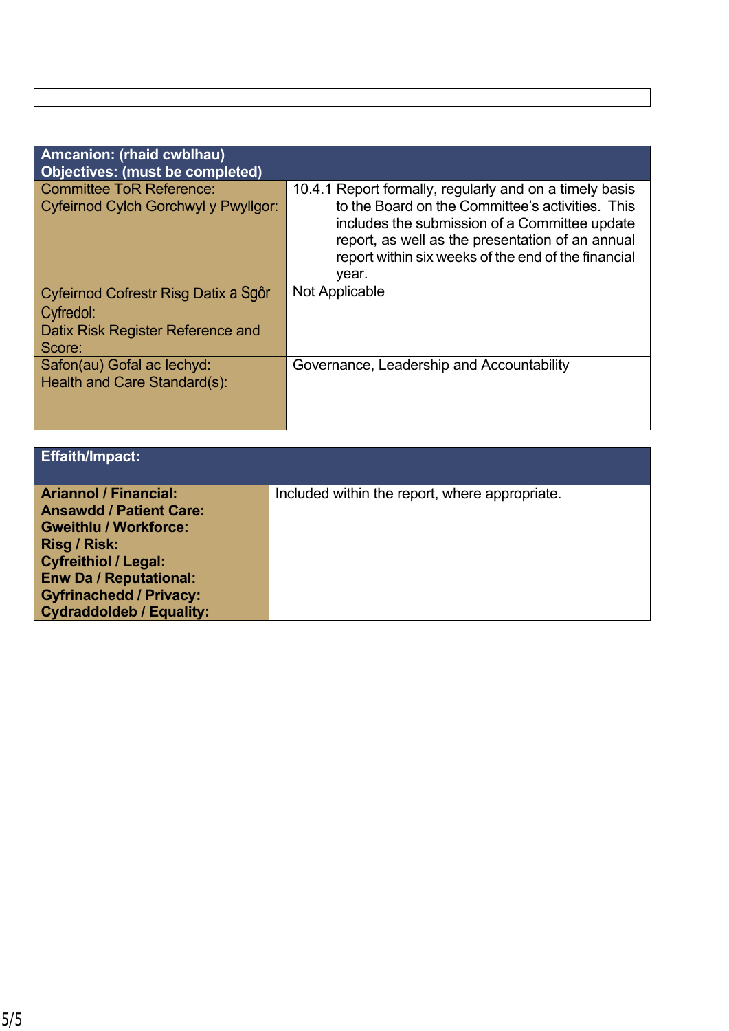| **Amcanion: (rhaid cwblhau)**<br>**Objectives: (must be completed)** | |
|---|---|
| Committee ToR Reference:<br>Cyfeirnod Cylch Gorchwyl y Pwyllgor: | 10.4.1 Report formally, regularly and on a timely basis to the Board on the Committee's activities. This includes the submission of a Committee update report, as well as the presentation of an annual report within six weeks of the end of the financial year. |
| Cyfeirnod Cofrestr Risg Datix a Sgôr Cyfredol:<br>Datix Risk Register Reference and Score: | Not Applicable |
| Safon(au) Gofal ac Iechyd:<br>Health and Care Standard(s): | Governance, Leadership and Accountability |

| **Effaith/Impact:** | |
|---|---|
| **Ariannol / Financial:**<br>**Ansawdd / Patient Care:**<br>**Gweithlu / Workforce:**<br>**Risg / Risk:**<br>**Cyfreithiol / Legal:**<br>**Enw Da / Reputational:**<br>**Gyfrinachedd / Privacy:**<br>**Cydraddoldeb / Equality:** | Included within the report, where appropriate. |